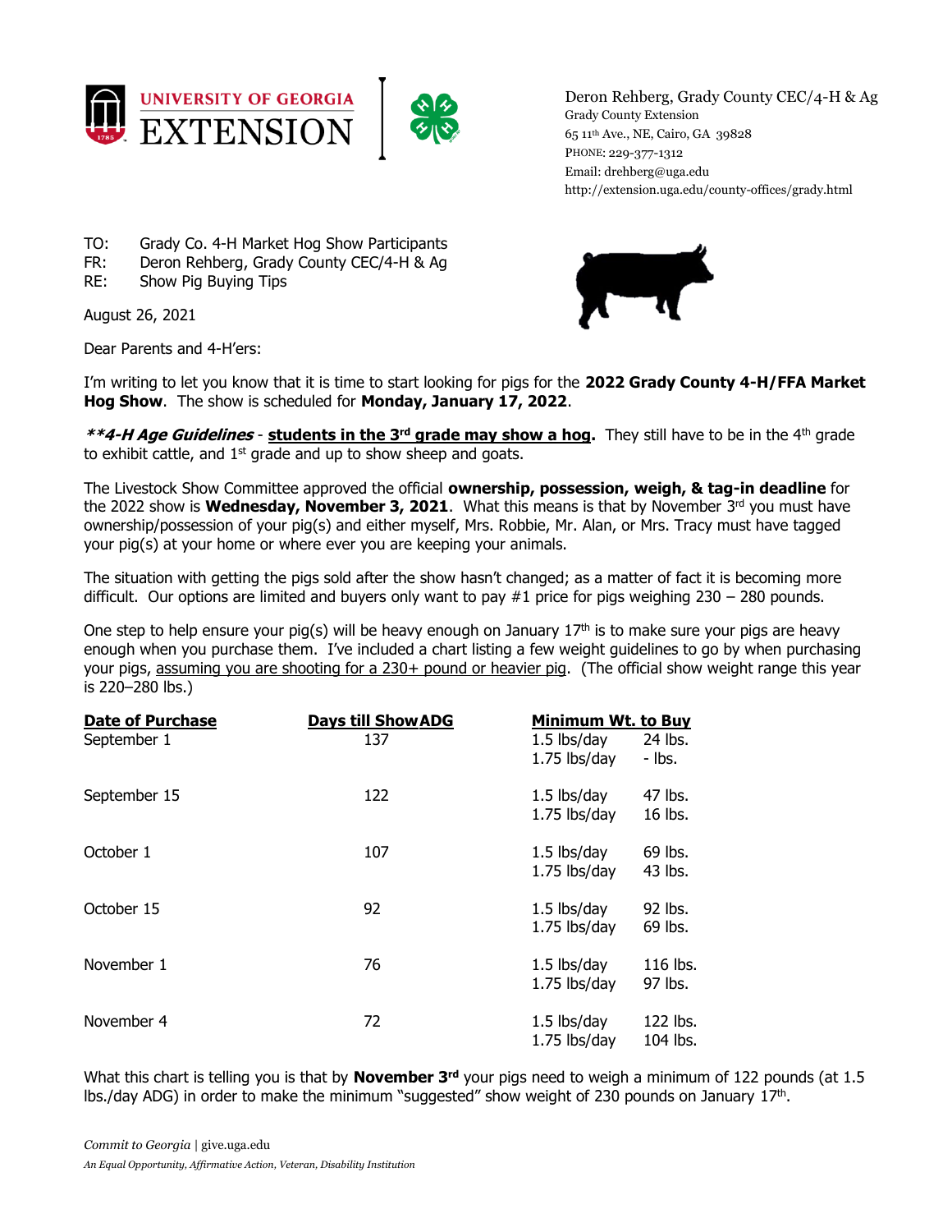Deron Rehberg, Grady County CEC/4-H & Ag
Grady County Extension
65 11th Ave., NE, Cairo, GA 39828
PHONE: 229-377-1312
Email: drehberg@uga.edu
http://extension.uga.edu/county-offices/grady.html

TO: Grady Co. 4-H Market Hog Show Participants
FR: Deron Rehberg, Grady County CEC/4-H & Ag
RE: Show Pig Buying Tips

August 26, 2021

Dear Parents and 4-H'ers:

I'm writing to let you know that it is time to start looking for pigs for the **2022 Grady County 4-H/FFA Market Hog Show**. The show is scheduled for **Monday, January 17, 2022**.

***\*\*4-H Age Guidelines*** - **students in the 3rd grade may show a hog.** They still have to be in the 4th grade to exhibit cattle, and 1st grade and up to show sheep and goats.

The Livestock Show Committee approved the official **ownership, possession, weigh, & tag-in deadline** for the 2022 show is **Wednesday, November 3, 2021**. What this means is that by November 3rd you must have ownership/possession of your pig(s) and either myself, Mrs. Robbie, Mr. Alan, or Mrs. Tracy must have tagged your pig(s) at your home or where ever you are keeping your animals.

The situation with getting the pigs sold after the show hasn't changed; as a matter of fact it is becoming more difficult. Our options are limited and buyers only want to pay #1 price for pigs weighing 230 – 280 pounds.

One step to help ensure your pig(s) will be heavy enough on January 17th is to make sure your pigs are heavy enough when you purchase them. I've included a chart listing a few weight guidelines to go by when purchasing your pigs, assuming you are shooting for a 230+ pound or heavier pig. (The official show weight range this year is 220–280 lbs.)

| Date of Purchase | Days till Show | ADG | Minimum Wt. to Buy |
|---|---|---|---|
| September 1 | 137 | 1.5 lbs/day | 24 lbs. |
| | | 1.75 lbs/day | - lbs. |
| September 15 | 122 | 1.5 lbs/day | 47 lbs. |
| | | 1.75 lbs/day | 16 lbs. |
| October 1 | 107 | 1.5 lbs/day | 69 lbs. |
| | | 1.75 lbs/day | 43 lbs. |
| October 15 | 92 | 1.5 lbs/day | 92 lbs. |
| | | 1.75 lbs/day | 69 lbs. |
| November 1 | 76 | 1.5 lbs/day | 116 lbs. |
| | | 1.75 lbs/day | 97 lbs. |
| November 4 | 72 | 1.5 lbs/day | 122 lbs. |
| | | 1.75 lbs/day | 104 lbs. |

What this chart is telling you is that by **November 3rd** your pigs need to weigh a minimum of 122 pounds (at 1.5 lbs./day ADG) in order to make the minimum "suggested" show weight of 230 pounds on January 17th.

*Commit to Georgia* | give.uga.edu

*An Equal Opportunity, Affirmative Action, Veteran, Disability Institution*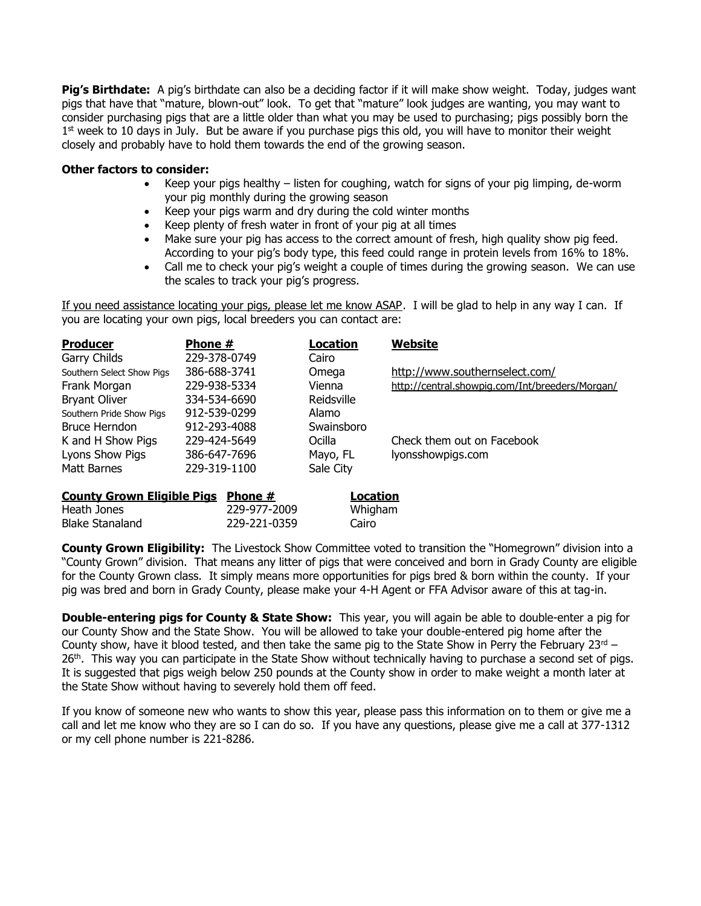**Pig's Birthdate:** A pig's birthdate can also be a deciding factor if it will make show weight. Today, judges want pigs that have that "mature, blown-out" look. To get that "mature" look judges are wanting, you may want to consider purchasing pigs that are a little older than what you may be used to purchasing; pigs possibly born the 1st week to 10 days in July. But be aware if you purchase pigs this old, you will have to monitor their weight closely and probably have to hold them towards the end of the growing season.

**Other factors to consider:**

- Keep your pigs healthy – listen for coughing, watch for signs of your pig limping, de-worm your pig monthly during the growing season
- Keep your pigs warm and dry during the cold winter months
- Keep plenty of fresh water in front of your pig at all times
- Make sure your pig has access to the correct amount of fresh, high quality show pig feed. According to your pig's body type, this feed could range in protein levels from 16% to 18%.
- Call me to check your pig's weight a couple of times during the growing season. We can use the scales to track your pig's progress.

If you need assistance locating your pigs, please let me know ASAP. I will be glad to help in any way I can. If you are locating your own pigs, local breeders you can contact are:

| **Producer** | **Phone #** | **Location** | **Website** |
|---|---|---|---|
| Garry Childs | 229-378-0749 | Cairo | |
| Southern Select Show Pigs | 386-688-3741 | Omega | http://www.southernselect.com/ |
| Frank Morgan | 229-938-5334 | Vienna | http://central.showpig.com/Int/breeders/Morgan/ |
| Bryant Oliver | 334-534-6690 | Reidsville | |
| Southern Pride Show Pigs | 912-539-0299 | Alamo | |
| Bruce Herndon | 912-293-4088 | Swainsboro | |
| K and H Show Pigs | 229-424-5649 | Ocilla | Check them out on Facebook |
| Lyons Show Pigs | 386-647-7696 | Mayo, FL | lyonsshowpigs.com |
| Matt Barnes | 229-319-1100 | Sale City | |

| **County Grown Eligible Pigs** | **Phone #** | **Location** |
|---|---|---|
| Heath Jones | 229-977-2009 | Whigham |
| Blake Stanaland | 229-221-0359 | Cairo |

**County Grown Eligibility:** The Livestock Show Committee voted to transition the "Homegrown" division into a "County Grown" division. That means any litter of pigs that were conceived and born in Grady County are eligible for the County Grown class. It simply means more opportunities for pigs bred & born within the county. If your pig was bred and born in Grady County, please make your 4-H Agent or FFA Advisor aware of this at tag-in.

**Double-entering pigs for County & State Show:** This year, you will again be able to double-enter a pig for our County Show and the State Show. You will be allowed to take your double-entered pig home after the County show, have it blood tested, and then take the same pig to the State Show in Perry the February 23rd – 26th. This way you can participate in the State Show without technically having to purchase a second set of pigs. It is suggested that pigs weigh below 250 pounds at the County show in order to make weight a month later at the State Show without having to severely hold them off feed.

If you know of someone new who wants to show this year, please pass this information on to them or give me a call and let me know who they are so I can do so. If you have any questions, please give me a call at 377-1312 or my cell phone number is 221-8286.